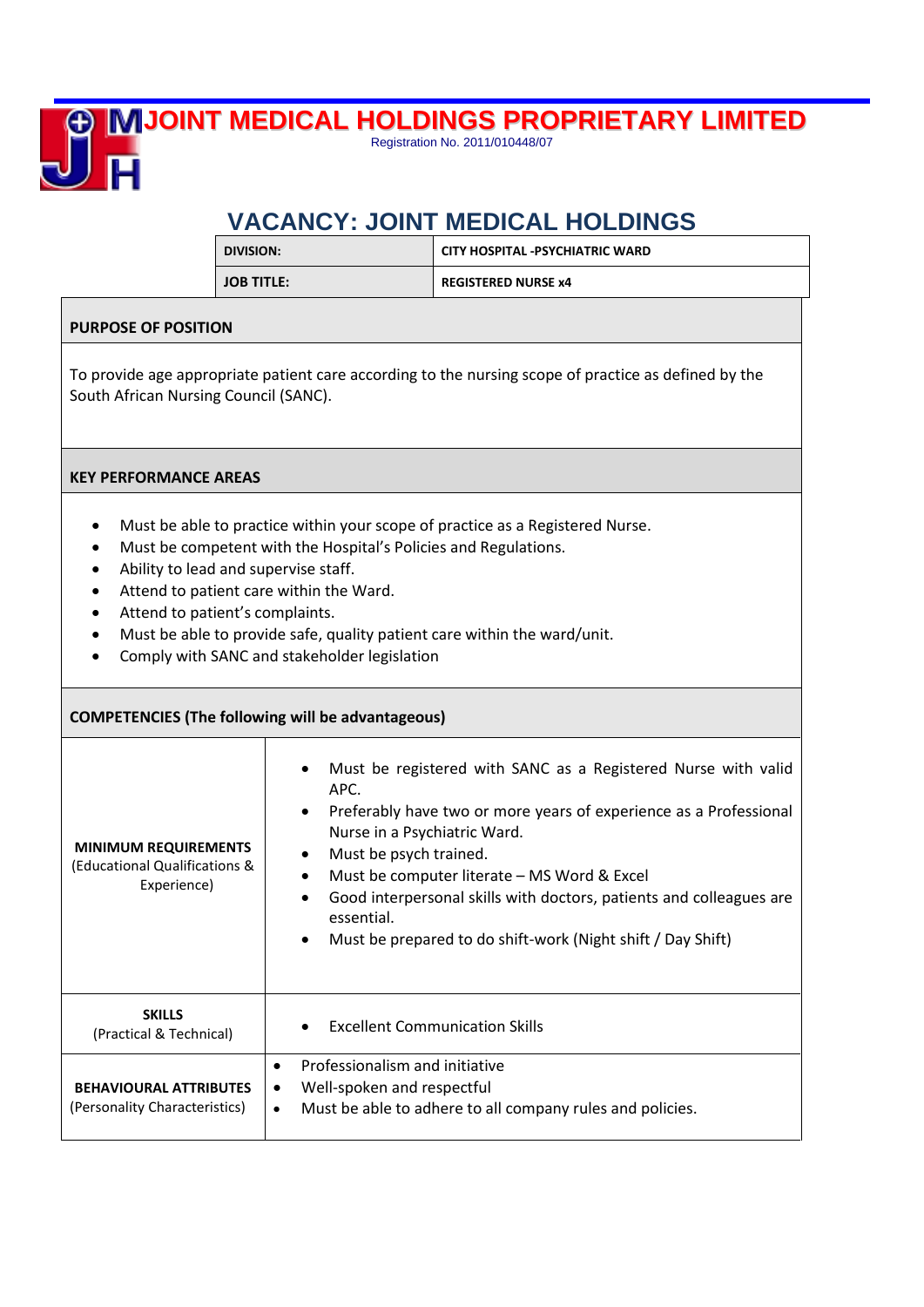# JOINT MEDICAL HOLDINGS PROPRIETARY LIMITED

Registration No. 2011/010448/07

## VACANCY: JOINT MEDICAL HOLDINGS

| DIVISION: | CITY HOSPITAL -PSYCHIATRIC WARD |
|---|---|
| JOB TITLE: | REGISTERED NURSE x4 |

### PURPOSE OF POSITION

To provide age appropriate patient care according to the nursing scope of practice as defined by the South African Nursing Council (SANC).

### KEY PERFORMANCE AREAS

- Must be able to practice within your scope of practice as a Registered Nurse.
- Must be competent with the Hospital's Policies and Regulations.
- Ability to lead and supervise staff.
- Attend to patient care within the Ward.
- Attend to patient's complaints.
- Must be able to provide safe, quality patient care within the ward/unit.
- Comply with SANC and stakeholder legislation

### COMPETENCIES (The following will be advantageous)

| | |
|---|---|
| **MINIMUM REQUIREMENTS** (Educational Qualifications & Experience) | • Must be registered with SANC as a Registered Nurse with valid APC.<br>• Preferably have two or more years of experience as a Professional Nurse in a Psychiatric Ward.<br>• Must be psych trained.<br>• Must be computer literate – MS Word & Excel<br>• Good interpersonal skills with doctors, patients and colleagues are essential.<br>• Must be prepared to do shift-work (Night shift / Day Shift) |
| **SKILLS** (Practical & Technical) | • Excellent Communication Skills |
| **BEHAVIOURAL ATTRIBUTES** (Personality Characteristics) | • Professionalism and initiative<br>• Well-spoken and respectful<br>• Must be able to adhere to all company rules and policies. |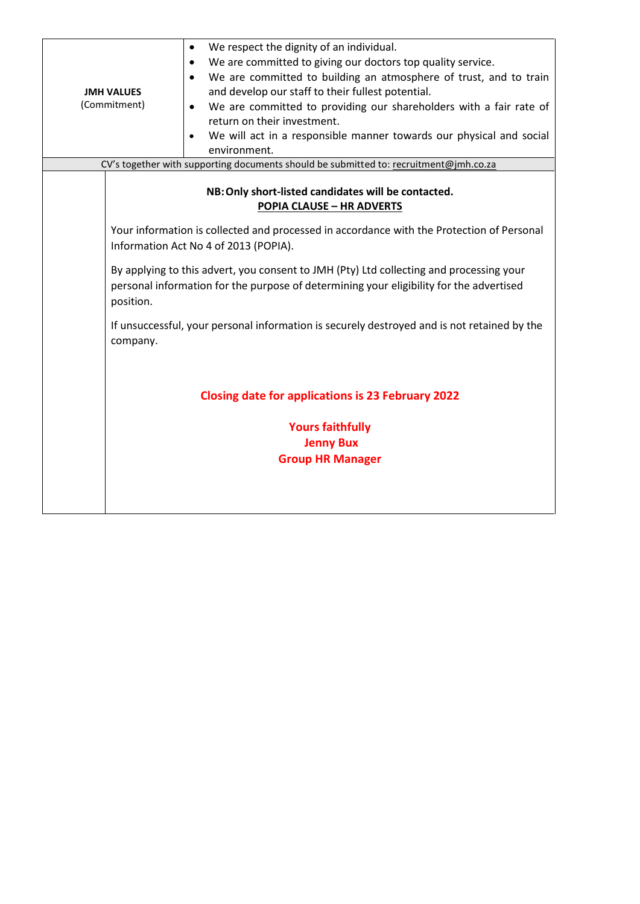| | |
|---|---|
| **JMH VALUES** (Commitment) | • We respect the dignity of an individual.<br>• We are committed to giving our doctors top quality service.<br>• We are committed to building an atmosphere of trust, and to train and develop our staff to their fullest potential.<br>• We are committed to providing our shareholders with a fair rate of return on their investment.<br>• We will act in a responsible manner towards our physical and social environment. |

CV's together with supporting documents should be submitted to: recruitment@jmh.co.za

**NB: Only short-listed candidates will be contacted.**

**POPIA CLAUSE – HR ADVERTS**

Your information is collected and processed in accordance with the Protection of Personal Information Act No 4 of 2013 (POPIA).

By applying to this advert, you consent to JMH (Pty) Ltd collecting and processing your personal information for the purpose of determining your eligibility for the advertised position.

If unsuccessful, your personal information is securely destroyed and is not retained by the company.

**Closing date for applications is 23 February 2022**

**Yours faithfully**
**Jenny Bux**
**Group HR Manager**